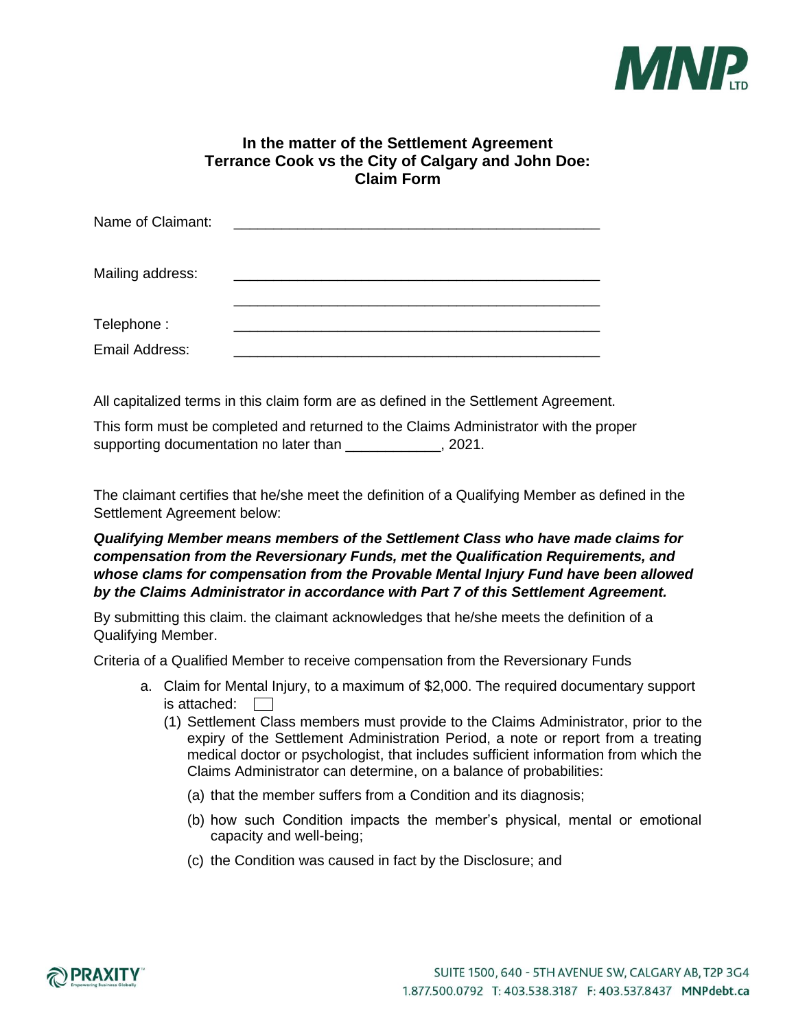**In the matter of the Settlement Agreement**
**Terrance Cook vs the City of Calgary and John Doe:**
**Claim Form**

Name of Claimant: ______________________________________________

Mailing address: ______________________________________________

______________________________________________

Telephone : ______________________________________________

Email Address: ______________________________________________

All capitalized terms in this claim form are as defined in the Settlement Agreement.

This form must be completed and returned to the Claims Administrator with the proper supporting documentation no later than ____________, 2021.

The claimant certifies that he/she meet the definition of a Qualifying Member as defined in the Settlement Agreement below:

***Qualifying Member means members of the Settlement Class who have made claims for compensation from the Reversionary Funds, met the Qualification Requirements, and whose clams for compensation from the Provable Mental Injury Fund have been allowed by the Claims Administrator in accordance with Part 7 of this Settlement Agreement.***

By submitting this claim. the claimant acknowledges that he/she meets the definition of a Qualifying Member.

Criteria of a Qualified Member to receive compensation from the Reversionary Funds

a. Claim for Mental Injury, to a maximum of $2,000. The required documentary support is attached: ☐

   (1) Settlement Class members must provide to the Claims Administrator, prior to the expiry of the Settlement Administration Period, a note or report from a treating medical doctor or psychologist, that includes sufficient information from which the Claims Administrator can determine, on a balance of probabilities:

   (a) that the member suffers from a Condition and its diagnosis;

   (b) how such Condition impacts the member's physical, mental or emotional capacity and well-being;

   (c) the Condition was caused in fact by the Disclosure; and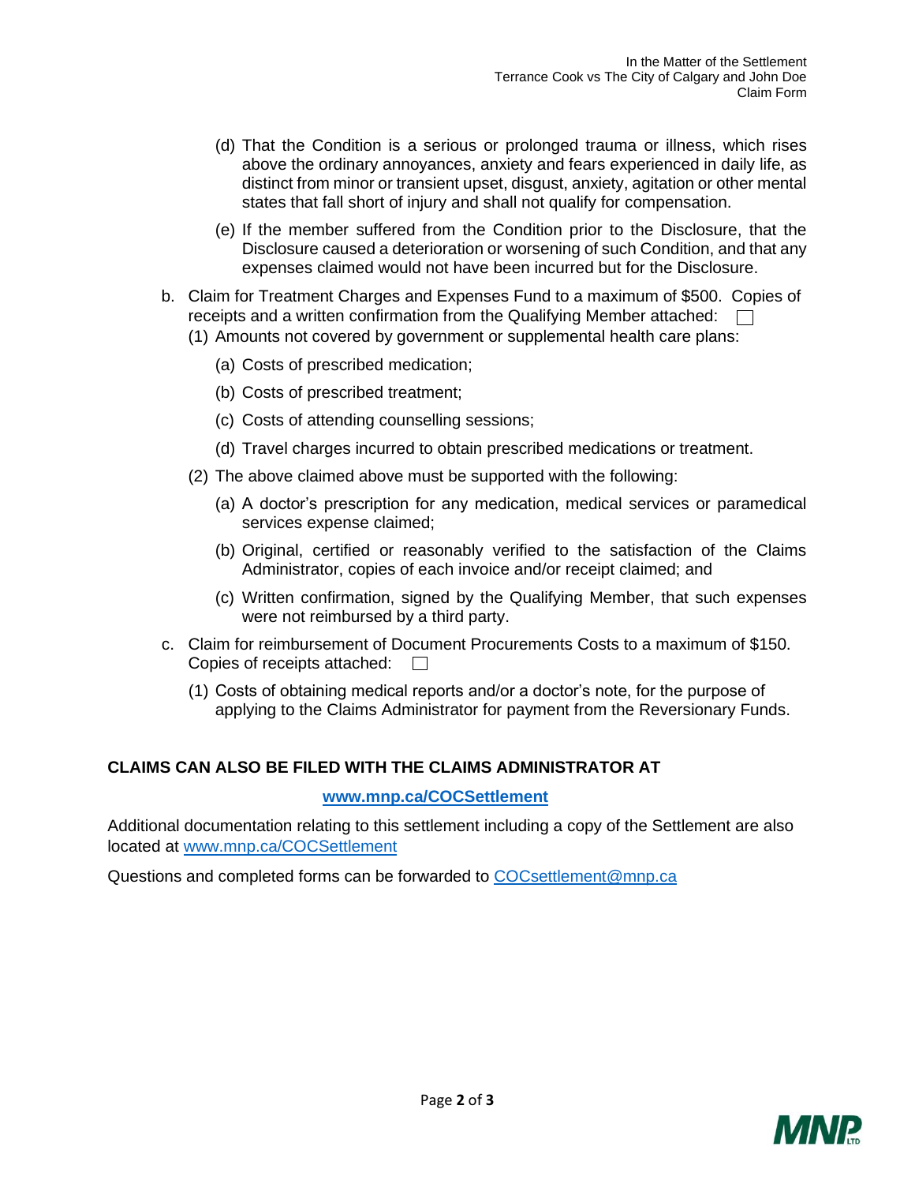(d) That the Condition is a serious or prolonged trauma or illness, which rises above the ordinary annoyances, anxiety and fears experienced in daily life, as distinct from minor or transient upset, disgust, anxiety, agitation or other mental states that fall short of injury and shall not qualify for compensation.

   (e) If the member suffered from the Condition prior to the Disclosure, that the Disclosure caused a deterioration or worsening of such Condition, and that any expenses claimed would not have been incurred but for the Disclosure.

b. Claim for Treatment Charges and Expenses Fund to a maximum of $500. Copies of receipts and a written confirmation from the Qualifying Member attached: ☐

   (1) Amounts not covered by government or supplemental health care plans:

      (a) Costs of prescribed medication;

      (b) Costs of prescribed treatment;

      (c) Costs of attending counselling sessions;

      (d) Travel charges incurred to obtain prescribed medications or treatment.

   (2) The above claimed above must be supported with the following:

      (a) A doctor's prescription for any medication, medical services or paramedical services expense claimed;

      (b) Original, certified or reasonably verified to the satisfaction of the Claims Administrator, copies of each invoice and/or receipt claimed; and

      (c) Written confirmation, signed by the Qualifying Member, that such expenses were not reimbursed by a third party.

c. Claim for reimbursement of Document Procurements Costs to a maximum of $150. Copies of receipts attached: ☐

   (1) Costs of obtaining medical reports and/or a doctor's note, for the purpose of applying to the Claims Administrator for payment from the Reversionary Funds.

**CLAIMS CAN ALSO BE FILED WITH THE CLAIMS ADMINISTRATOR AT**

**[www.mnp.ca/COCSettlement](http://www.mnp.ca/COCSettlement)**

Additional documentation relating to this settlement including a copy of the Settlement are also located at [www.mnp.ca/COCSettlement](http://www.mnp.ca/COCSettlement)

Questions and completed forms can be forwarded to [COCsettlement@mnp.ca](mailto:COCsettlement@mnp.ca)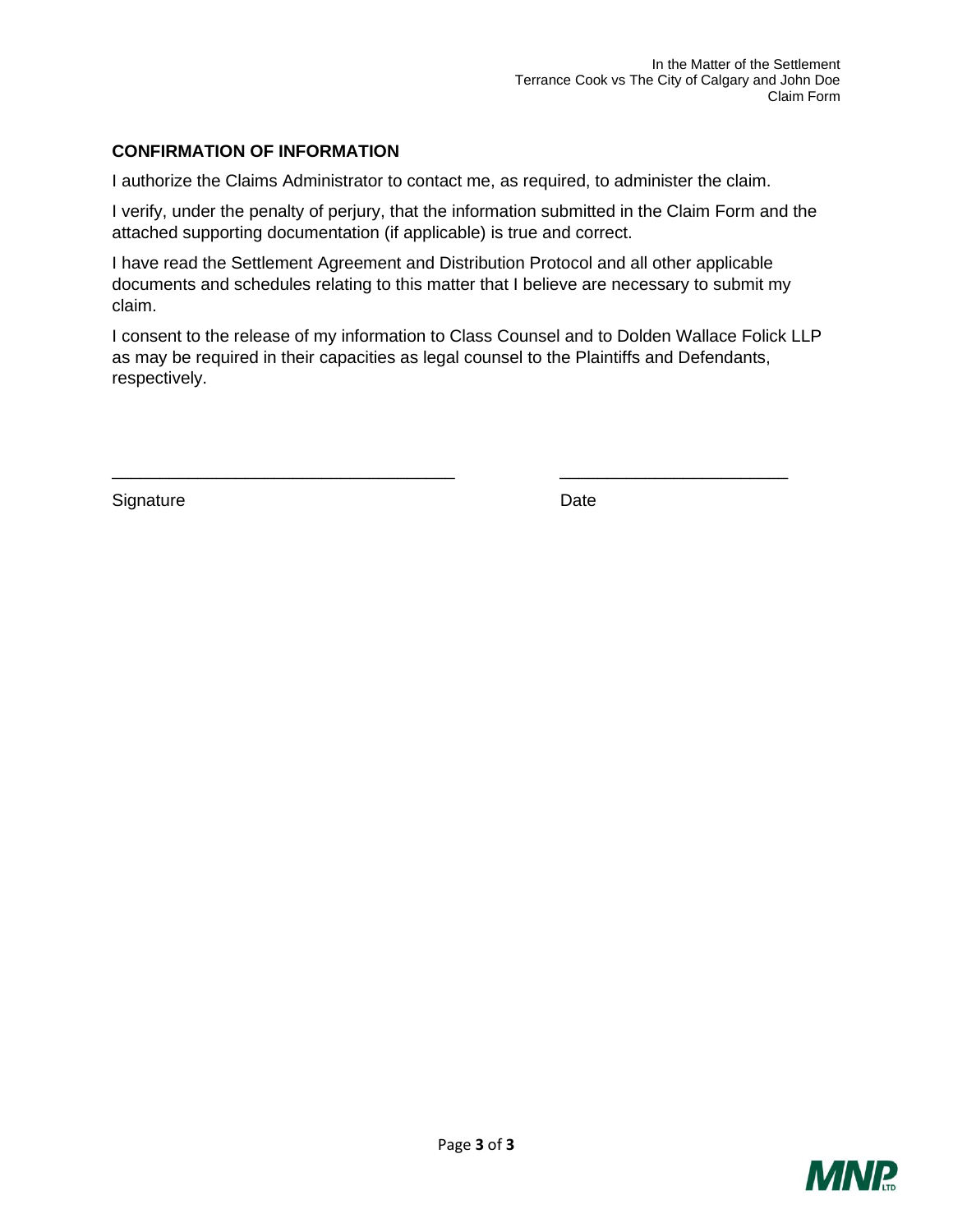## CONFIRMATION OF INFORMATION

I authorize the Claims Administrator to contact me, as required, to administer the claim.

I verify, under the penalty of perjury, that the information submitted in the Claim Form and the attached supporting documentation (if applicable) is true and correct.

I have read the Settlement Agreement and Distribution Protocol and all other applicable documents and schedules relating to this matter that I believe are necessary to submit my claim.

I consent to the release of my information to Class Counsel and to Dolden Wallace Folick LLP as may be required in their capacities as legal counsel to the Plaintiffs and Defendants, respectively.

\_\_\_\_\_\_\_\_\_\_\_\_\_\_\_\_\_\_\_\_\_\_\_\_\_\_\_\_\_\_\_\_\_\_\_\_ \_\_\_\_\_\_\_\_\_\_\_\_\_\_\_\_\_\_\_\_\_\_\_\_

Signature Date